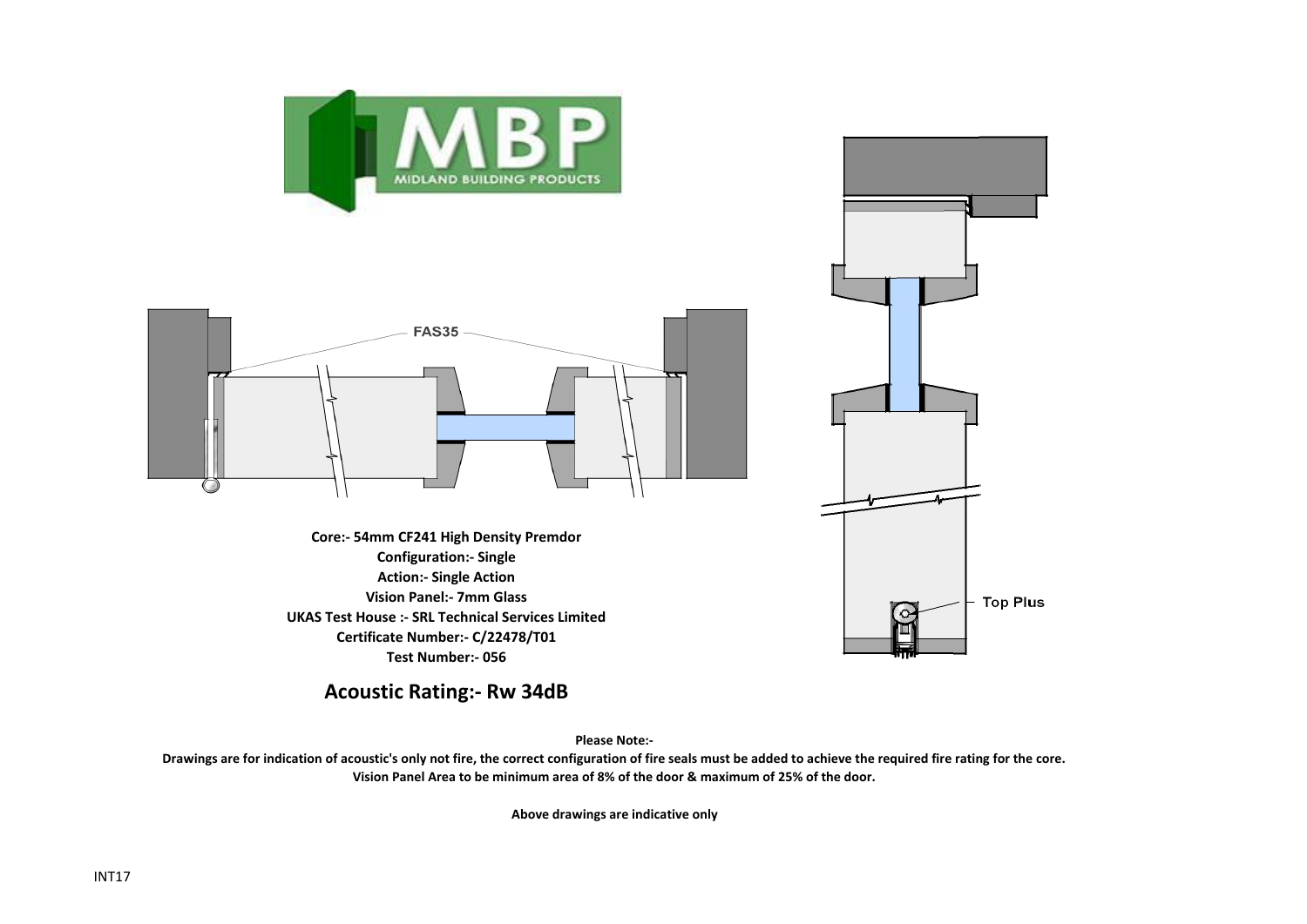FAS35

Top Plus

**Core:- 54mm CF241 High Density Premdor**
**Configuration:- Single**
**Action:- Single Action**
**Vision Panel:- 7mm Glass**
**UKAS Test House :- SRL Technical Services Limited**
**Certificate Number:- C/22478/T01**
**Test Number:- 056**

## Acoustic Rating:- Rw 34dB

**Please Note:-**
**Drawings are for indication of acoustic's only not fire, the correct configuration of fire seals must be added to achieve the required fire rating for the core.**
**Vision Panel Area to be minimum area of 8% of the door & maximum of 25% of the door.**

**Above drawings are indicative only**

INT17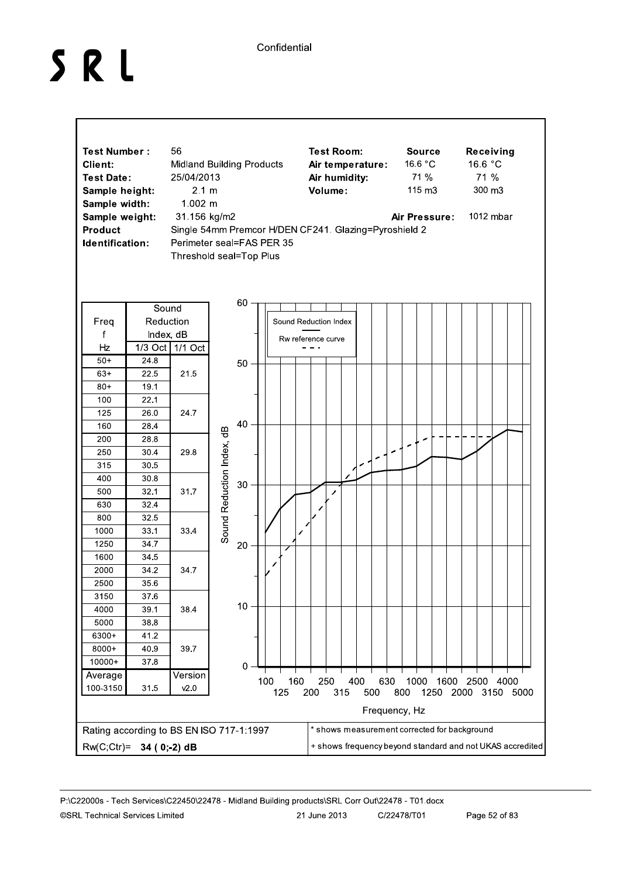Confidential

S R L

**Test Number :** 56
**Client:** Midland Building Products
**Test Date:** 25/04/2013
**Sample height:** 2.1 m
**Sample width:** 1.002 m
**Sample weight:** 31.156 kg/m2
**Product Identification:** Single 54mm Premcor H/DEN CF241. Glazing=Pyroshield 2
Perimeter seal=FAS PER 35
Threshold seal=Top Plus

| **Test Room:** | **Source** | **Receiving** |
|---|---|---|
| **Air temperature:** | 16.6 °C | 16.6 °C |
| **Air humidity:** | 71 % | 71 % |
| **Volume:** | 115 m3 | 300 m3 |
| **Air Pressure:** | 1012 mbar | |

| Freq f Hz | Sound Reduction Index, dB 1/3 Oct | 1/1 Oct |
|---|---|---|
| 50+ | 24.8 | |
| 63+ | 22.5 | 21.5 |
| 80+ | 19.1 | |
| 100 | 22.1 | |
| 125 | 26.0 | 24.7 |
| 160 | 28.4 | |
| 200 | 28.8 | |
| 250 | 30.4 | 29.8 |
| 315 | 30.5 | |
| 400 | 30.8 | |
| 500 | 32.1 | 31.7 |
| 630 | 32.4 | |
| 800 | 32.5 | |
| 1000 | 33.1 | 33.4 |
| 1250 | 34.7 | |
| 1600 | 34.5 | |
| 2000 | 34.2 | 34.7 |
| 2500 | 35.6 | |
| 3150 | 37.6 | |
| 4000 | 39.1 | 38.4 |
| 5000 | 38.8 | |
| 6300+ | 41.2 | |
| 8000+ | 40.9 | 39.7 |
| 10000+ | 37.8 | |
| Average 100-3150 | 31.5 | Version v2.0 |

Sound Reduction Index
Rw reference curve

Sound Reduction Index, dB
0 10 20 30 40 50 60
100 125 160 200 250 315 400 500 630 800 1000 1250 1600 2000 2500 3150 4000 5000
Frequency, Hz

Rating according to BS EN ISO 717-1:1997

Rw(C;Ctr)= **34 ( 0;-2) dB**

\* shows measurement corrected for background

\+ shows frequency beyond standard and not UKAS accredited

P:\C22000s - Tech Services\C22450\22478 - Midland Building products\SRL Corr Out\22478 - T01.docx

©SRL Technical Services Limited 21 June 2013 C/22478/T01